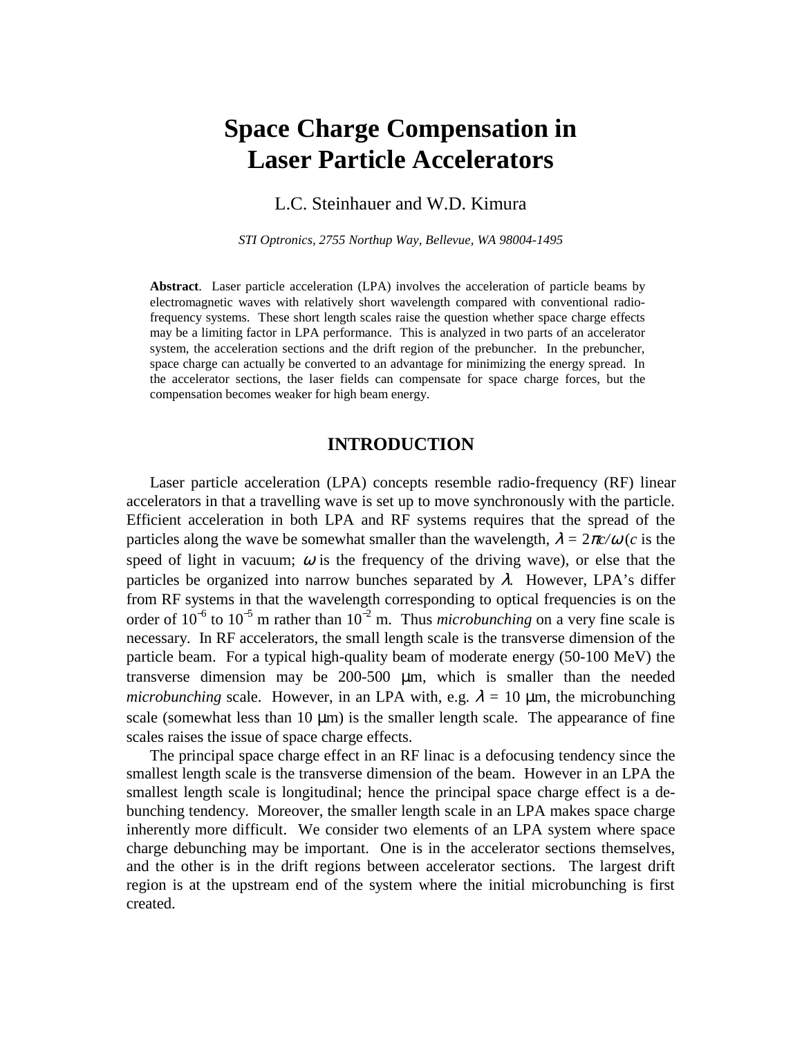# Space Charge Compensation in Laser Particle Accelerators

L.C. Steinhauer and W.D. Kimura

*STI Optronics, 2755 Northup Way, Bellevue, WA 98004-1495*

**Abstract**. Laser particle acceleration (LPA) involves the acceleration of particle beams by electromagnetic waves with relatively short wavelength compared with conventional radio-frequency systems. These short length scales raise the question whether space charge effects may be a limiting factor in LPA performance. This is analyzed in two parts of an accelerator system, the acceleration sections and the drift region of the prebuncher. In the prebuncher, space charge can actually be converted to an advantage for minimizing the energy spread. In the accelerator sections, the laser fields can compensate for space charge forces, but the compensation becomes weaker for high beam energy.

## INTRODUCTION

Laser particle acceleration (LPA) concepts resemble radio-frequency (RF) linear accelerators in that a travelling wave is set up to move synchronously with the particle. Efficient acceleration in both LPA and RF systems requires that the spread of the particles along the wave be somewhat smaller than the wavelength, $\lambda = 2\pi c/\omega$ ($c$ is the speed of light in vacuum; $\omega$ is the frequency of the driving wave), or else that the particles be organized into narrow bunches separated by $\lambda$. However, LPA's differ from RF systems in that the wavelength corresponding to optical frequencies is on the order of $10^{-6}$ to $10^{-5}$ m rather than $10^{-2}$ m. Thus *microbunching* on a very fine scale is necessary. In RF accelerators, the small length scale is the transverse dimension of the particle beam. For a typical high-quality beam of moderate energy (50-100 MeV) the transverse dimension may be 200-500 μm, which is smaller than the needed *microbunching* scale. However, in an LPA with, e.g. $\lambda = 10$ μm, the microbunching scale (somewhat less than 10 μm) is the smaller length scale. The appearance of fine scales raises the issue of space charge effects.

The principal space charge effect in an RF linac is a defocusing tendency since the smallest length scale is the transverse dimension of the beam. However in an LPA the smallest length scale is longitudinal; hence the principal space charge effect is a de-bunching tendency. Moreover, the smaller length scale in an LPA makes space charge inherently more difficult. We consider two elements of an LPA system where space charge debunching may be important. One is in the accelerator sections themselves, and the other is in the drift regions between accelerator sections. The largest drift region is at the upstream end of the system where the initial microbunching is first created.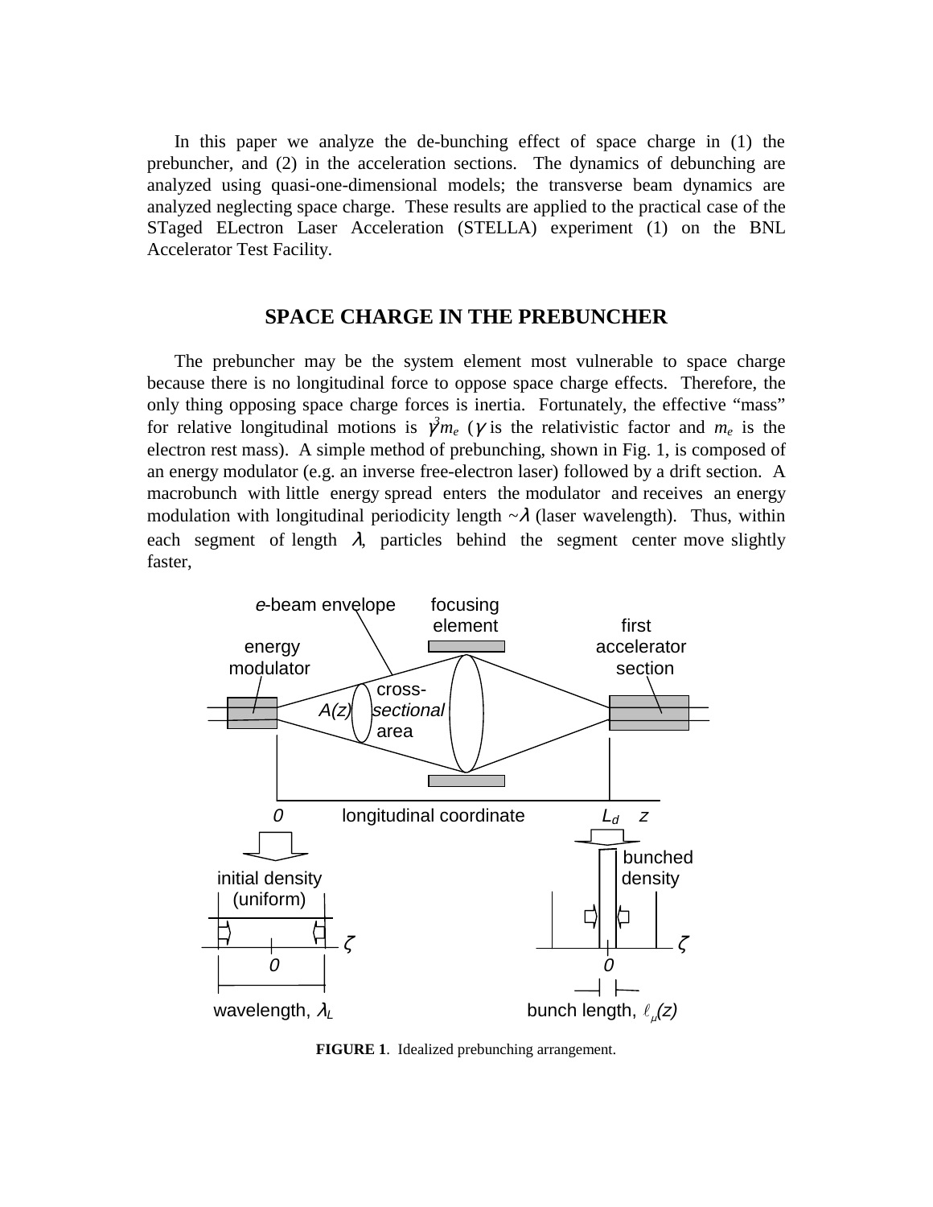In this paper we analyze the de-bunching effect of space charge in (1) the prebuncher, and (2) in the acceleration sections. The dynamics of debunching are analyzed using quasi-one-dimensional models; the transverse beam dynamics are analyzed neglecting space charge. These results are applied to the practical case of the STaged ELectron Laser Acceleration (STELLA) experiment (1) on the BNL Accelerator Test Facility.

## SPACE CHARGE IN THE PREBUNCHER

The prebuncher may be the system element most vulnerable to space charge because there is no longitudinal force to oppose space charge effects. Therefore, the only thing opposing space charge forces is inertia. Fortunately, the effective "mass" for relative longitudinal motions is $\gamma^3 m_e$ ($\gamma$ is the relativistic factor and $m_e$ is the electron rest mass). A simple method of prebunching, shown in Fig. 1, is composed of an energy modulator (e.g. an inverse free-electron laser) followed by a drift section. A macrobunch with little energy spread enters the modulator and receives an energy modulation with longitudinal periodicity length ~$\lambda$ (laser wavelength). Thus, within each segment of length $\lambda$, particles behind the segment center move slightly faster,

**FIGURE 1**. Idealized prebunching arrangement.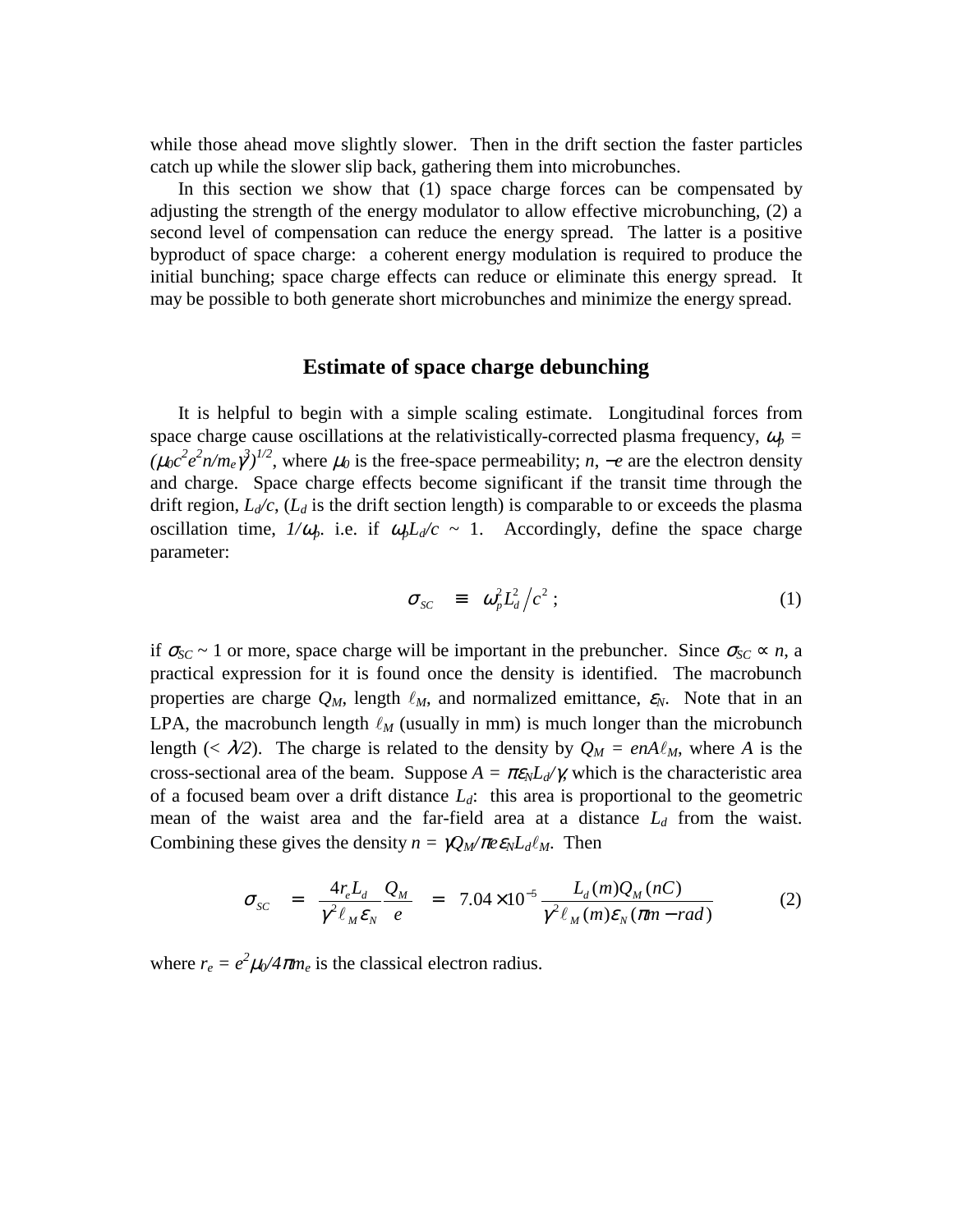while those ahead move slightly slower. Then in the drift section the faster particles catch up while the slower slip back, gathering them into microbunches.

In this section we show that (1) space charge forces can be compensated by adjusting the strength of the energy modulator to allow effective microbunching, (2) a second level of compensation can reduce the energy spread. The latter is a positive byproduct of space charge: a coherent energy modulation is required to produce the initial bunching; space charge effects can reduce or eliminate this energy spread. It may be possible to both generate short microbunches and minimize the energy spread.

## Estimate of space charge debunching

It is helpful to begin with a simple scaling estimate. Longitudinal forces from space charge cause oscillations at the relativistically-corrected plasma frequency, $\omega_p = (\mu_0 c^2 e^2 n/m_e\gamma^3)^{1/2}$, where $\mu_0$ is the free-space permeability; $n$, $-e$ are the electron density and charge. Space charge effects become significant if the transit time through the drift region, $L_d/c$, ($L_d$ is the drift section length) is comparable to or exceeds the plasma oscillation time, $1/\omega_p$. i.e. if $\omega_p L_d/c \sim 1$. Accordingly, define the space charge parameter:

$$\sigma_{SC} \quad \equiv \quad \omega_p^2 L_d^2 \big/ c^2 \; ; \tag{1}$$

if $\sigma_{SC} \sim 1$ or more, space charge will be important in the prebuncher. Since $\sigma_{SC} \propto n$, a practical expression for it is found once the density is identified. The macrobunch properties are charge $Q_M$, length $\ell_M$, and normalized emittance, $\varepsilon_N$. Note that in an LPA, the macrobunch length $\ell_M$ (usually in mm) is much longer than the microbunch length ($< \lambda/2$). The charge is related to the density by $Q_M = enA\ell_M$, where $A$ is the cross-sectional area of the beam. Suppose $A = \pi\varepsilon_N L_d/\gamma$, which is the characteristic area of a focused beam over a drift distance $L_d$: this area is proportional to the geometric mean of the waist area and the far-field area at a distance $L_d$ from the waist. Combining these gives the density $n = \gamma Q_M/\pi e\varepsilon_N L_d\ell_M$. Then

$$\sigma_{SC} \quad = \quad \frac{4 r_e L_d}{\gamma^2 \ell_M \varepsilon_N}\frac{Q_M}{e} \quad = \quad 7.04\times 10^{-5}\,\frac{L_d(m) Q_M(nC)}{\gamma^2 \ell_M(m)\varepsilon_N(\pi m-rad)} \tag{2}$$

where $r_e = e^2\mu_0/4\pi m_e$ is the classical electron radius.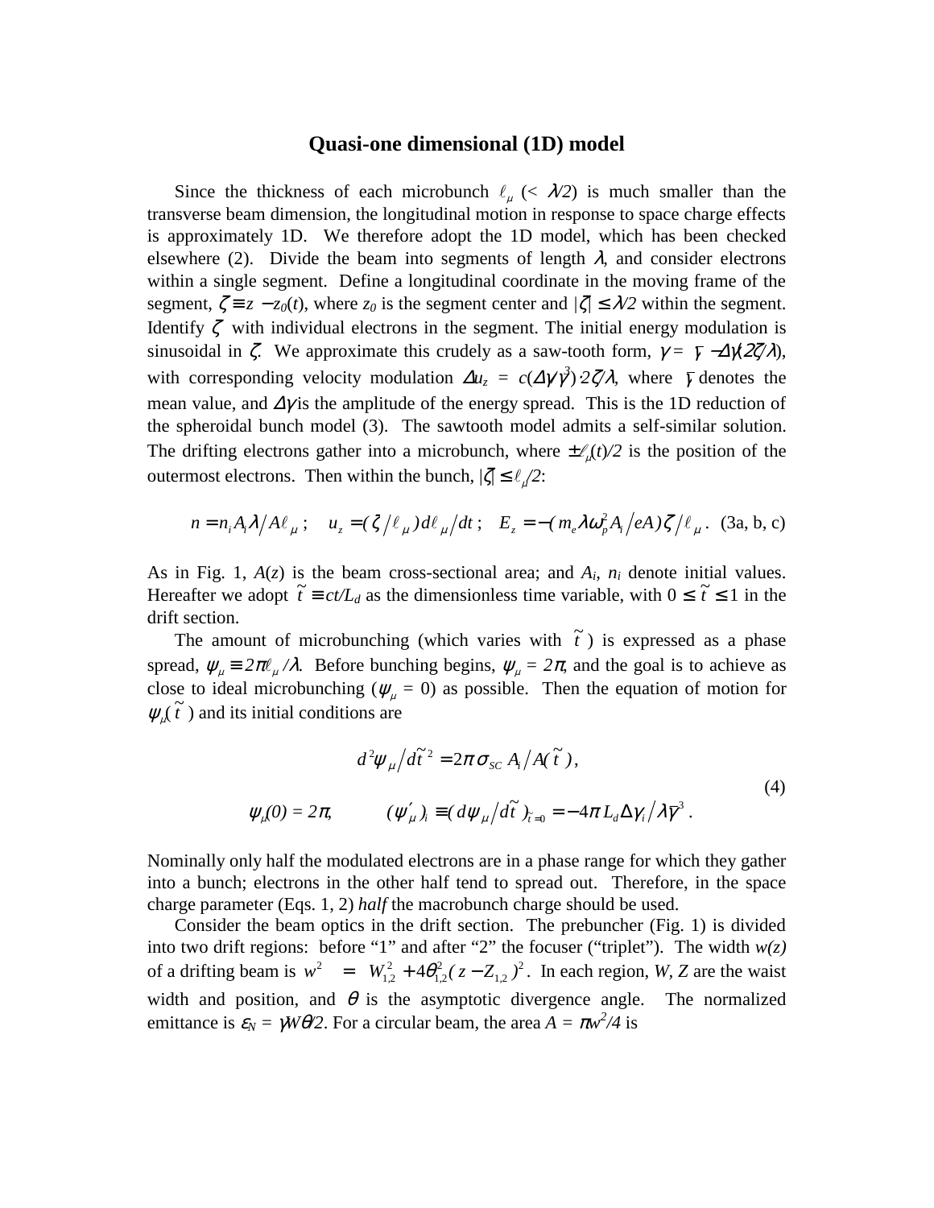## Quasi-one dimensional (1D) model

Since the thickness of each microbunch $\ell_\mu$ ($< \lambda/2$) is much smaller than the transverse beam dimension, the longitudinal motion in response to space charge effects is approximately 1D. We therefore adopt the 1D model, which has been checked elsewhere (2). Divide the beam into segments of length $\lambda$, and consider electrons within a single segment. Define a longitudinal coordinate in the moving frame of the segment, $\zeta \equiv z - z_0(t)$, where $z_0$ is the segment center and $|\zeta| \le \lambda/2$ within the segment. Identify $\zeta$ with individual electrons in the segment. The initial energy modulation is sinusoidal in $\zeta$. We approximate this crudely as a saw-tooth form, $\gamma = \bar{\gamma} - \Delta\gamma(2\zeta/\lambda)$, with corresponding velocity modulation $\Delta u_z = c(\Delta\gamma/\bar{\gamma}^3)\cdot 2\zeta/\lambda$, where $\bar{\gamma}$ denotes the mean value, and $\Delta\gamma$ is the amplitude of the energy spread. This is the 1D reduction of the spheroidal bunch model (3). The sawtooth model admits a self-similar solution. The drifting electrons gather into a microbunch, where $\pm\ell_\mu(t)/2$ is the position of the outermost electrons. Then within the bunch, $|\zeta| \le \ell_\mu/2$:

$$n = n_i A_i \lambda / A \ell_\mu\,; \quad u_z = (\zeta/\ell_\mu)\, d\ell_\mu/dt\,; \quad E_z = -(m_e \lambda \omega_p^2 A_i / eA)\zeta/\ell_\mu\,. \quad \text{(3a, b, c)}$$

As in Fig. 1, $A(z)$ is the beam cross-sectional area; and $A_i$, $n_i$ denote initial values. Hereafter we adopt $\tilde{t} \equiv ct/L_d$ as the dimensionless time variable, with $0 \le \tilde{t} \le 1$ in the drift section.

The amount of microbunching (which varies with $\tilde{t}$) is expressed as a phase spread, $\psi_\mu \equiv 2\pi\ell_\mu/\lambda$. Before bunching begins, $\psi_\mu = 2\pi$, and the goal is to achieve as close to ideal microbunching ($\psi_\mu = 0$) as possible. Then the equation of motion for $\psi_\mu(\tilde{t})$ and its initial conditions are

$$d^2\psi_\mu / d\tilde{t}^2 = 2\pi\,\sigma_{SC}\, A_i / A(\tilde{t})\,,$$
$$\psi_\mu(0) = 2\pi, \qquad (\psi'_\mu)_i \equiv (d\psi_\mu / d\tilde{t})_{\tilde{t}=0} = -4\pi L_d \Delta\gamma_i / \lambda\bar{\gamma}^3\,. \qquad (4)$$

Nominally only half the modulated electrons are in a phase range for which they gather into a bunch; electrons in the other half tend to spread out. Therefore, in the space charge parameter (Eqs. 1, 2) *half* the macrobunch charge should be used.

Consider the beam optics in the drift section. The prebuncher (Fig. 1) is divided into two drift regions: before "1" and after "2" the focuser ("triplet"). The width $w(z)$ of a drifting beam is $w^2 = W_{1,2}^2 + 4\theta_{1,2}^2(z - Z_{1,2})^2$. In each region, $W$, $Z$ are the waist width and position, and $\theta$ is the asymptotic divergence angle. The normalized emittance is $\varepsilon_N = \gamma W\theta/2$. For a circular beam, the area $A = \pi w^2/4$ is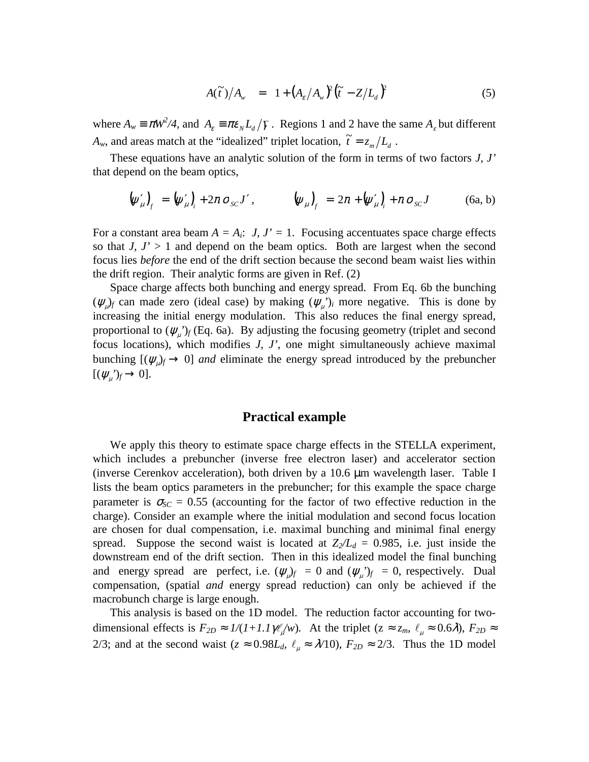$$A(\tilde{t})/A_w \quad = \quad 1 + \left(A_\varepsilon/A_w\right)^2\left(\tilde{t} - Z/L_d\right)^2 \tag{5}$$

where $A_w \equiv \pi W^2/4$, and $A_\varepsilon \equiv \pi\varepsilon_N L_d/\gamma$. Regions 1 and 2 have the same $A_\varepsilon$ but different $A_w$, and areas match at the "idealized" triplet location, $\tilde{t} = z_m/L_d$.

These equations have an analytic solution of the form in terms of two factors $J$, $J'$ that depend on the beam optics,

$$\left(\psi'_\mu\right)_f = \left(\psi'_\mu\right)_i + 2\pi\,\sigma_{SC}J', \qquad \left(\psi_\mu\right)_f = 2\pi + \left(\psi'_\mu\right)_i + \pi\,\sigma_{SC}J \tag{6a, b}$$

For a constant area beam $A = A_i$: $J, J' = 1$. Focusing accentuates space charge effects so that $J, J' > 1$ and depend on the beam optics. Both are largest when the second focus lies *before* the end of the drift section because the second beam waist lies within the drift region. Their analytic forms are given in Ref. (2)

Space charge affects both bunching and energy spread. From Eq. 6b the bunching $(\psi_\mu)_f$ can made zero (ideal case) by making $(\psi_\mu')_i$ more negative. This is done by increasing the initial energy modulation. This also reduces the final energy spread, proportional to $(\psi_\mu')_f$ (Eq. 6a). By adjusting the focusing geometry (triplet and second focus locations), which modifies $J$, $J'$, one might simultaneously achieve maximal bunching $[(\psi_\mu)_f \rightarrow 0]$ *and* eliminate the energy spread introduced by the prebuncher $[(\psi_\mu')_f \rightarrow 0]$.

## Practical example

We apply this theory to estimate space charge effects in the STELLA experiment, which includes a prebuncher (inverse free electron laser) and accelerator section (inverse Cerenkov acceleration), both driven by a 10.6 μm wavelength laser. Table I lists the beam optics parameters in the prebuncher; for this example the space charge parameter is $\sigma_{SC} = 0.55$ (accounting for the factor of two effective reduction in the charge). Consider an example where the initial modulation and second focus location are chosen for dual compensation, i.e. maximal bunching and minimal final energy spread. Suppose the second waist is located at $Z_2/L_d = 0.985$, i.e. just inside the downstream end of the drift section. Then in this idealized model the final bunching and energy spread are perfect, i.e. $(\psi_\mu)_f = 0$ and $(\psi_\mu')_f = 0$, respectively. Dual compensation, (spatial *and* energy spread reduction) can only be achieved if the macrobunch charge is large enough.

This analysis is based on the 1D model. The reduction factor accounting for two-dimensional effects is $F_{2D} \approx 1/(1+1.1\gamma\ell_\mu/w)$. At the triplet ($z \approx z_m$, $\ell_\mu \approx 0.6\lambda$), $F_{2D} \approx 2/3$; and at the second waist ($z \approx 0.98L_d$, $\ell_\mu \approx \lambda/10$), $F_{2D} \approx 2/3$. Thus the 1D model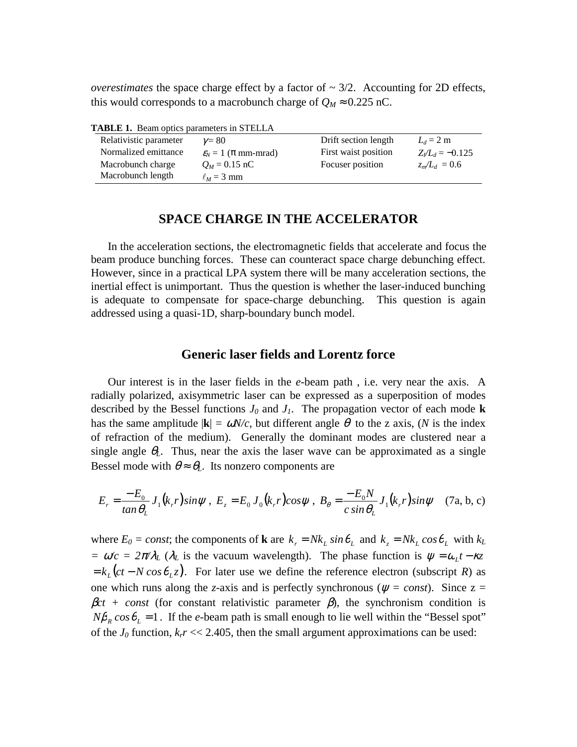*overestimates* the space charge effect by a factor of ~ 3/2. Accounting for 2D effects, this would corresponds to a macrobunch charge of $Q_M \approx 0.225$ nC.

**TABLE 1.** Beam optics parameters in STELLA

| | | | |
|---|---|---|---|
| Relativistic parameter | $\gamma = 80$ | Drift section length | $L_d = 2$ m |
| Normalized emittance | $\varepsilon_N = 1$ ($\pi$ mm-mrad) | First waist position | $Z_i/L_d = -0.125$ |
| Macrobunch charge | $Q_M = 0.15$ nC | Focuser position | $z_m/L_d = 0.6$ |
| Macrobunch length | $\ell_M = 3$ mm | | |

## SPACE CHARGE IN THE ACCELERATOR

In the acceleration sections, the electromagnetic fields that accelerate and focus the beam produce bunching forces. These can counteract space charge debunching effect. However, since in a practical LPA system there will be many acceleration sections, the inertial effect is unimportant. Thus the question is whether the laser-induced bunching is adequate to compensate for space-charge debunching. This question is again addressed using a quasi-1D, sharp-boundary bunch model.

### Generic laser fields and Lorentz force

Our interest is in the laser fields in the *e*-beam path , i.e. very near the axis. A radially polarized, axisymmetric laser can be expressed as a superposition of modes described by the Bessel functions $J_0$ and $J_1$. The propagation vector of each mode **k** has the same amplitude $|\mathbf{k}| = \omega N/c$, but different angle $\theta$ to the z axis, ($N$ is the index of refraction of the medium). Generally the dominant modes are clustered near a single angle $\theta_L$. Thus, near the axis the laser wave can be approximated as a single Bessel mode with $\theta \approx \theta_L$. Its nonzero components are

$$E_r = \frac{-E_0}{\tan\theta_L} J_1(k_r r)\sin\psi \ , \ E_z = E_0 J_0(k_r r)\cos\psi \ , \ B_\theta = \frac{-E_0 N}{c\sin\theta_L} J_1(k_r r)\sin\psi \quad \text{(7a, b, c)}$$

where $E_0 = const$; the components of **k** are $k_r = Nk_L \sin\theta_L$ and $k_z = Nk_L \cos\theta_L$ with $k_L = \omega/c = 2\pi/\lambda_L$ ($\lambda_L$ is the vacuum wavelength). The phase function is $\psi = \omega_L t - \kappa z = k_L(ct - N\cos\theta_L z)$. For later use we define the reference electron (subscript $R$) as one which runs along the $z$-axis and is perfectly synchronous ($\psi = const$). Since $z = \beta ct + const$ (for constant relativistic parameter $\beta$), the synchronism condition is $N\beta_R \cos\theta_L = 1$. If the *e*-beam path is small enough to lie well within the "Bessel spot" of the $J_0$ function, $k_r r \ll 2.405$, then the small argument approximations can be used: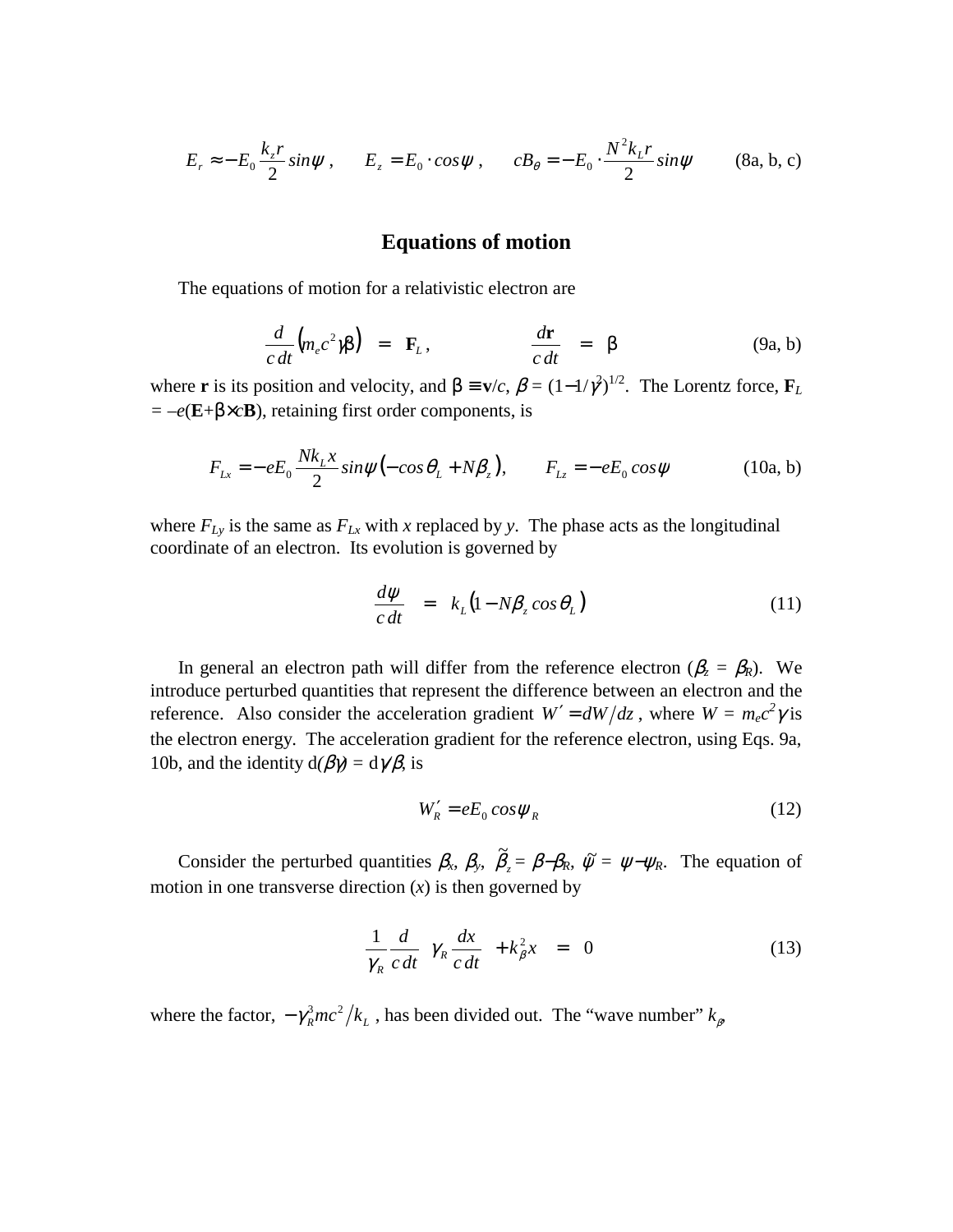$$E_r \approx -E_0 \frac{k_z r}{2} \sin\psi \,, \qquad E_z = E_0 \cdot \cos\psi \,, \qquad cB_\theta = -E_0 \cdot \frac{N^2 k_L r}{2} \sin\psi \qquad \text{(8a, b, c)}$$

## Equations of motion

The equations of motion for a relativistic electron are

$$\frac{d}{c\,dt}\left(m_e c^2 \gamma \boldsymbol{\beta}\right) = \mathbf{F}_L \,, \qquad \frac{d\mathbf{r}}{c\,dt} = \boldsymbol{\beta} \qquad \text{(9a, b)}$$

where **r** is its position and velocity, and $\boldsymbol{\beta} \equiv \mathbf{v}/c$, $\beta = (1-1/\gamma^2)^{1/2}$. The Lorentz force, $\mathbf{F}_L = -e(\mathbf{E}+\boldsymbol{\beta}\times c\mathbf{B})$, retaining first order components, is

$$F_{Lx} = -eE_0 \frac{N k_L x}{2} \sin\psi \left(-\cos\theta_L + N\beta_z\right), \qquad F_{Lz} = -eE_0 \cos\psi \qquad \text{(10a, b)}$$

where $F_{Ly}$ is the same as $F_{Lx}$ with $x$ replaced by $y$. The phase acts as the longitudinal coordinate of an electron. Its evolution is governed by

$$\frac{d\psi}{c\,dt} = k_L\left(1 - N\beta_z \cos\theta_L\right) \qquad (11)$$

In general an electron path will differ from the reference electron ($\beta_z = \beta_R$). We introduce perturbed quantities that represent the difference between an electron and the reference. Also consider the acceleration gradient $W' = dW/dz$, where $W = m_e c^2 \gamma$ is the electron energy. The acceleration gradient for the reference electron, using Eqs. 9a, 10b, and the identity $d(\beta\gamma) = d\gamma/\beta$, is

$$W'_R = eE_0 \cos\psi_R \qquad (12)$$

Consider the perturbed quantities $\beta_x$, $\beta_y$, $\tilde{\beta}_z = \beta - \beta_R$, $\tilde{\psi} = \psi - \psi_R$. The equation of motion in one transverse direction ($x$) is then governed by

$$\frac{1}{\gamma_R}\frac{d}{c\,dt}\left(\gamma_R \frac{dx}{c\,dt}\right) + k_\beta^2 x = 0 \qquad (13)$$

where the factor, $-\gamma_R^3 mc^2/k_L$, has been divided out. The "wave number" $k_\beta$,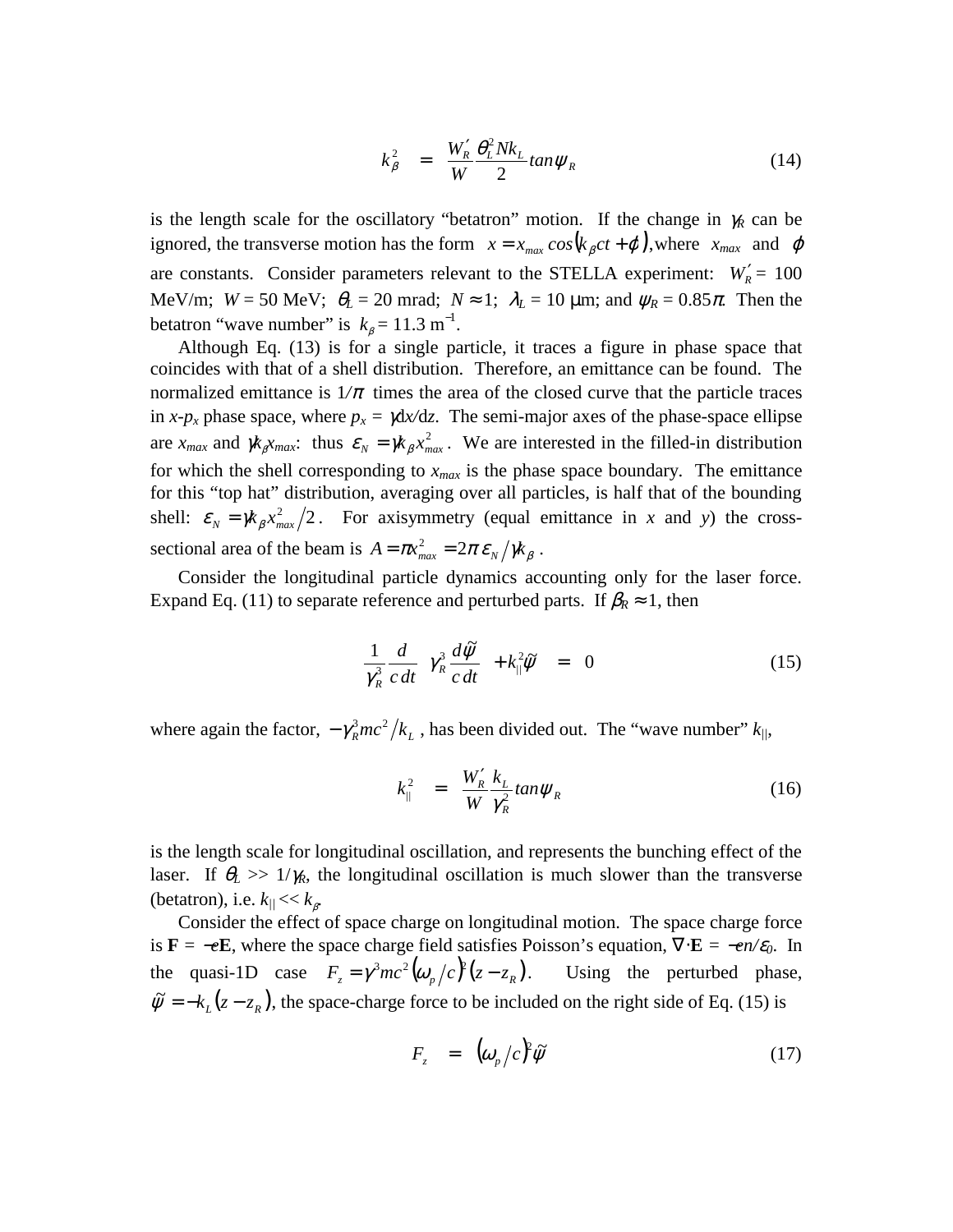$$k_\beta^2 \quad = \quad \frac{W_R'}{W}\frac{\theta_L^2 N k_L}{2} tan\psi_R \tag{14}$$

is the length scale for the oscillatory "betatron" motion. If the change in $\gamma_R$ can be ignored, the transverse motion has the form $x = x_{max}\cos(k_\beta ct + \varphi)$, where $x_{max}$ and $\varphi$ are constants. Consider parameters relevant to the STELLA experiment: $W_R'$ = 100 MeV/m; $W$ = 50 MeV; $\theta_L$ = 20 mrad; $N \approx 1$; $\lambda_L$ = 10 μm; and $\psi_R = 0.85\pi$. Then the betatron "wave number" is $k_\beta = 11.3\ \mathrm{m}^{-1}$.

Although Eq. (13) is for a single particle, it traces a figure in phase space that coincides with that of a shell distribution. Therefore, an emittance can be found. The normalized emittance is $1/\pi$ times the area of the closed curve that the particle traces in $x$-$p_x$ phase space, where $p_x = \gamma dx/dz$. The semi-major axes of the phase-space ellipse are $x_{max}$ and $\gamma k_\beta x_{max}$: thus $\varepsilon_N = \gamma k_\beta x_{max}^2$. We are interested in the filled-in distribution for which the shell corresponding to $x_{max}$ is the phase space boundary. The emittance for this "top hat" distribution, averaging over all particles, is half that of the bounding shell: $\varepsilon_N = \gamma k_\beta x_{max}^2/2$. For axisymmetry (equal emittance in $x$ and $y$) the cross-sectional area of the beam is $A = \pi x_{max}^2 = 2\pi\,\varepsilon_N/\gamma k_\beta$.

Consider the longitudinal particle dynamics accounting only for the laser force. Expand Eq. (11) to separate reference and perturbed parts. If $\beta_R \approx 1$, then

$$\frac{1}{\gamma_R^3}\frac{d}{c\,dt}\left(\gamma_R^3\frac{d\tilde{\psi}}{c\,dt}\right) + k_{||}^2\tilde{\psi} \quad = \quad 0 \tag{15}$$

where again the factor, $-\gamma_R^3 mc^2/k_L$, has been divided out. The "wave number" $k_{||}$,

$$k_{||}^2 \quad = \quad \frac{W_R'}{W}\frac{k_L}{\gamma_R^2} tan\psi_R \tag{16}$$

is the length scale for longitudinal oscillation, and represents the bunching effect of the laser. If $\theta_L >> 1/\gamma_R$, the longitudinal oscillation is much slower than the transverse (betatron), i.e. $k_{||} << k_\beta$.

Consider the effect of space charge on longitudinal motion. The space charge force is $\mathbf{F} = -e\mathbf{E}$, where the space charge field satisfies Poisson's equation, $\nabla\cdot\mathbf{E} = -en/\varepsilon_0$. In the quasi-1D case $F_z = \gamma^3 mc^2(\omega_p/c)^2(z - z_R)$. Using the perturbed phase, $\tilde{\psi} = -k_L(z - z_R)$, the space-charge force to be included on the right side of Eq. (15) is

$$F_z \quad = \quad (\omega_p/c)^2\tilde{\psi} \tag{17}$$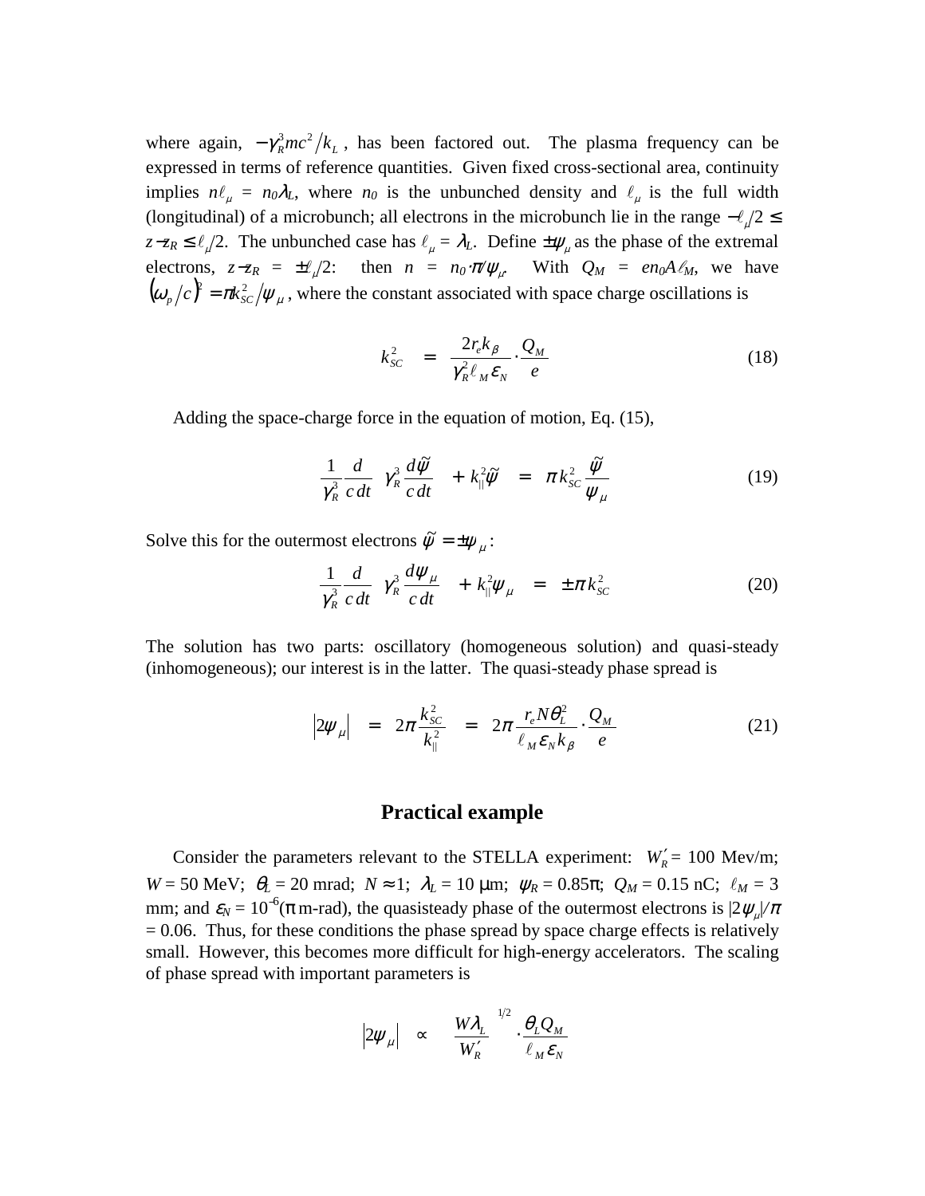where again, $-\gamma_R^3 mc^2/k_L$, has been factored out. The plasma frequency can be expressed in terms of reference quantities. Given fixed cross-sectional area, continuity implies $n\ell_\mu = n_0\lambda_L$, where $n_0$ is the unbunched density and $\ell_\mu$ is the full width (longitudinal) of a microbunch; all electrons in the microbunch lie in the range $-\ell_\mu/2 \leq z-z_R \leq \ell_\mu/2$. The unbunched case has $\ell_\mu = \lambda_L$. Define $\pm\psi_\mu$ as the phase of the extremal electrons, $z-z_R = \pm\ell_\mu/2$: then $n = n_0 \cdot \pi/\psi_\mu$. With $Q_M = en_0 A\ell_M$, we have $(\omega_p/c)^2 = \pi k_{SC}^2/\psi_\mu$, where the constant associated with space charge oscillations is

$$k_{SC}^2 = \frac{2r_e k_\beta}{\gamma_R^2 \ell_M \varepsilon_N} \cdot \frac{Q_M}{e} \tag{18}$$

Adding the space-charge force in the equation of motion, Eq. (15),

$$\frac{1}{\gamma_R^3}\frac{d}{c\,dt}\left(\gamma_R^3 \frac{d\tilde{\psi}}{c\,dt}\right) + k_{||}^2\tilde{\psi} = \pi k_{SC}^2 \frac{\tilde{\psi}}{\psi_\mu} \tag{19}$$

Solve this for the outermost electrons $\tilde{\psi} = \pm\psi_\mu$:

$$\frac{1}{\gamma_R^3}\frac{d}{c\,dt}\left(\gamma_R^3 \frac{d\psi_\mu}{c\,dt}\right) + k_{||}^2\psi_\mu = \pm\pi k_{SC}^2 \tag{20}$$

The solution has two parts: oscillatory (homogeneous solution) and quasi-steady (inhomogeneous); our interest is in the latter. The quasi-steady phase spread is

$$|2\psi_\mu| = 2\pi\frac{k_{SC}^2}{k_{||}^2} = 2\pi\frac{r_e N\theta_L^2}{\ell_M \varepsilon_N k_\beta} \cdot \frac{Q_M}{e} \tag{21}$$

## Practical example

Consider the parameters relevant to the STELLA experiment: $W_R' = 100$ Mev/m; $W = 50$ MeV; $\theta_L = 20$ mrad; $N \approx 1$; $\lambda_L = 10$ μm; $\psi_R = 0.85\pi$; $Q_M = 0.15$ nC; $\ell_M = 3$ mm; and $\varepsilon_N = 10^{-6}$(π m-rad), the quasisteady phase of the outermost electrons is $|2\psi_\mu|/\pi = 0.06$. Thus, for these conditions the phase spread by space charge effects is relatively small. However, this becomes more difficult for high-energy accelerators. The scaling of phase spread with important parameters is

$$|2\psi_\mu| \propto \left(\frac{W\lambda_L}{W_R'}\right)^{1/2} \cdot \frac{\theta_L Q_M}{\ell_M \varepsilon_N}$$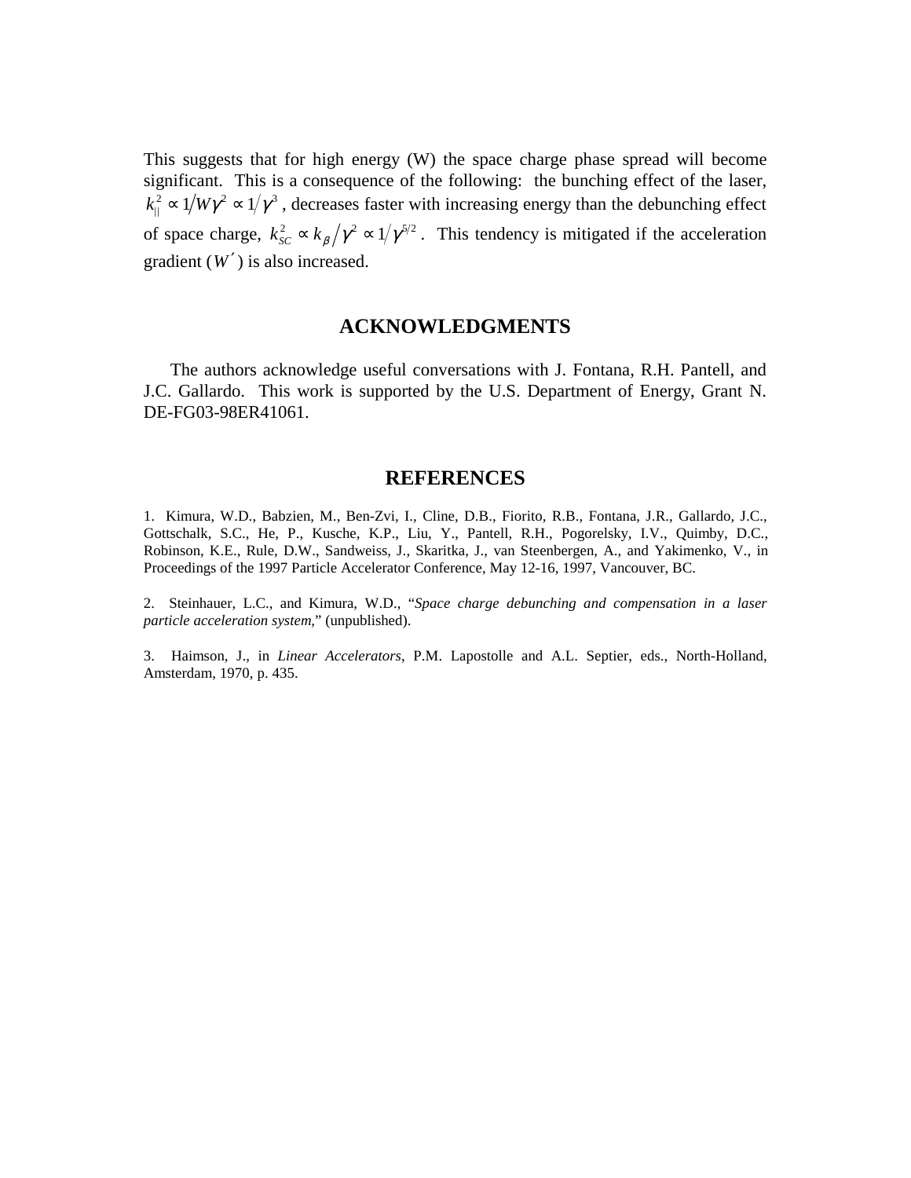This suggests that for high energy (W) the space charge phase spread will become significant. This is a consequence of the following: the bunching effect of the laser, $k_{||}^2 \propto 1/W\gamma^2 \propto 1/\gamma^3$, decreases faster with increasing energy than the debunching effect of space charge, $k_{SC}^2 \propto k_\beta/\gamma^2 \propto 1/\gamma^{5/2}$. This tendency is mitigated if the acceleration gradient ($W'$) is also increased.

## ACKNOWLEDGMENTS

The authors acknowledge useful conversations with J. Fontana, R.H. Pantell, and J.C. Gallardo. This work is supported by the U.S. Department of Energy, Grant N. DE-FG03-98ER41061.

## REFERENCES

1. Kimura, W.D., Babzien, M., Ben-Zvi, I., Cline, D.B., Fiorito, R.B., Fontana, J.R., Gallardo, J.C., Gottschalk, S.C., He, P., Kusche, K.P., Liu, Y., Pantell, R.H., Pogorelsky, I.V., Quimby, D.C., Robinson, K.E., Rule, D.W., Sandweiss, J., Skaritka, J., van Steenbergen, A., and Yakimenko, V., in Proceedings of the 1997 Particle Accelerator Conference, May 12-16, 1997, Vancouver, BC.

2. Steinhauer, L.C., and Kimura, W.D., "*Space charge debunching and compensation in a laser particle acceleration system*," (unpublished).

3. Haimson, J., in *Linear Accelerators*, P.M. Lapostolle and A.L. Septier, eds., North-Holland, Amsterdam, 1970, p. 435.